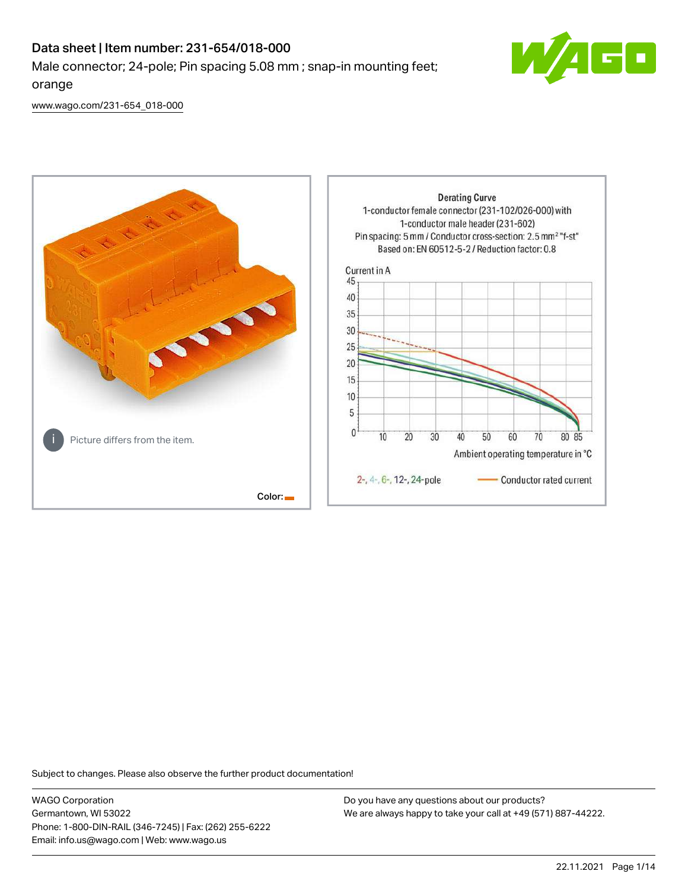# Data sheet | Item number: 231-654/018-000

Male connector; 24-pole; Pin spacing 5.08 mm ; snap-in mounting feet; orange

www.wago.com/231-654_018-000

Picture differs from the item.

Color:

Derating Curve
1-conductor female connector (231-102/026-000) with
1-conductor male header (231-602)
Pin spacing: 5 mm / Conductor cross-section: 2.5 mm² "f-st"
Based on: EN 60512-5-2 / Reduction factor: 0.8

Current in A

Ambient operating temperature in °C

2-, 4-, 6-, 12-, 24-pole — Conductor rated current

Subject to changes. Please also observe the further product documentation!

WAGO Corporation
Germantown, WI 53022
Phone: 1-800-DIN-RAIL (346-7245) | Fax: (262) 255-6222
Email: info.us@wago.com | Web: www.wago.us

Do you have any questions about our products?
We are always happy to take your call at +49 (571) 887-44222.

22.11.2021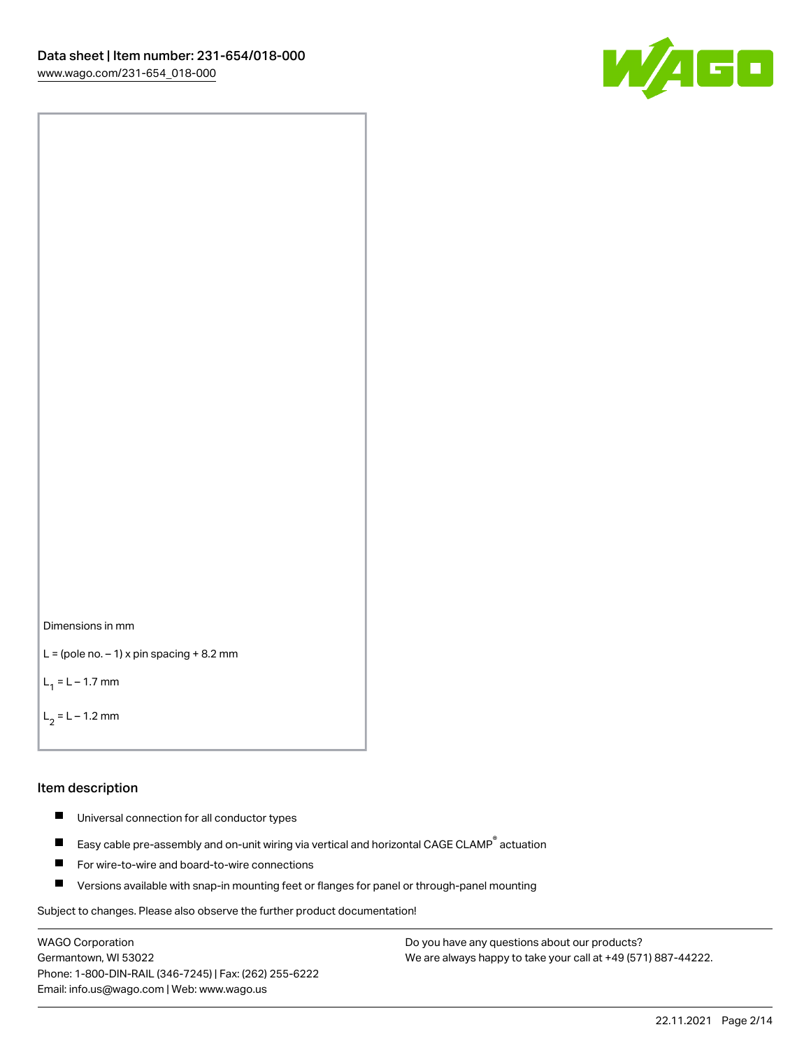Dimensions in mm

$L$ = (pole no. – 1) x pin spacing + 8.2 mm

$L_1 = L - 1.7$ mm

$L_2 = L - 1.2$ mm

## Item description

- Universal connection for all conductor types
- Easy cable pre-assembly and on-unit wiring via vertical and horizontal CAGE CLAMP® actuation
- For wire-to-wire and board-to-wire connections
- Versions available with snap-in mounting feet or flanges for panel or through-panel mounting

Subject to changes. Please also observe the further product documentation!

WAGO Corporation
Germantown, WI 53022
Phone: 1-800-DIN-RAIL (346-7245) | Fax: (262) 255-6222
Email: info.us@wago.com | Web: www.wago.us

Do you have any questions about our products?
We are always happy to take your call at +49 (571) 887-44222.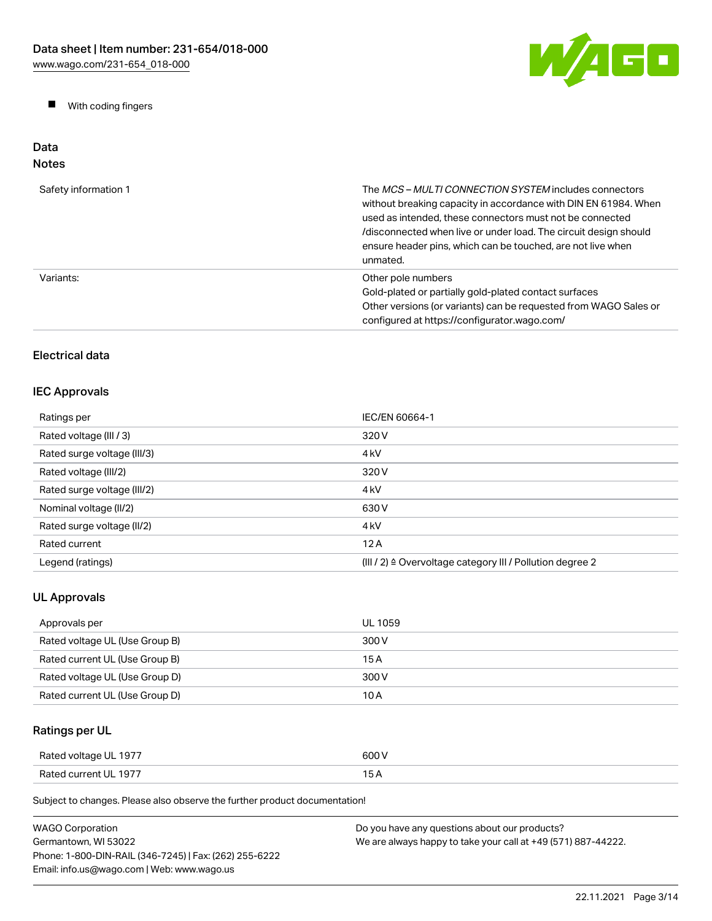- With coding fingers

## Data

### Notes

| | |
|---|---|
| Safety information 1 | The *MCS – MULTI CONNECTION SYSTEM* includes connectors without breaking capacity in accordance with DIN EN 61984. When used as intended, these connectors must not be connected /disconnected when live or under load. The circuit design should ensure header pins, which can be touched, are not live when unmated. |
| Variants: | Other pole numbers<br>Gold-plated or partially gold-plated contact surfaces<br>Other versions (or variants) can be requested from WAGO Sales or configured at https://configurator.wago.com/ |

### Electrical data

### IEC Approvals

| | |
|---|---|
| Ratings per | IEC/EN 60664-1 |
| Rated voltage (III / 3) | 320 V |
| Rated surge voltage (III/3) | 4 kV |
| Rated voltage (III/2) | 320 V |
| Rated surge voltage (III/2) | 4 kV |
| Nominal voltage (II/2) | 630 V |
| Rated surge voltage (II/2) | 4 kV |
| Rated current | 12 A |
| Legend (ratings) | (III / 2) ≙ Overvoltage category III / Pollution degree 2 |

### UL Approvals

| | |
|---|---|
| Approvals per | UL 1059 |
| Rated voltage UL (Use Group B) | 300 V |
| Rated current UL (Use Group B) | 15 A |
| Rated voltage UL (Use Group D) | 300 V |
| Rated current UL (Use Group D) | 10 A |

### Ratings per UL

| | |
|---|---|
| Rated voltage UL 1977 | 600 V |
| Rated current UL 1977 | 15 A |

Subject to changes. Please also observe the further product documentation!

WAGO Corporation
Germantown, WI 53022
Phone: 1-800-DIN-RAIL (346-7245) | Fax: (262) 255-6222
Email: info.us@wago.com | Web: www.wago.us

Do you have any questions about our products?
We are always happy to take your call at +49 (571) 887-44222.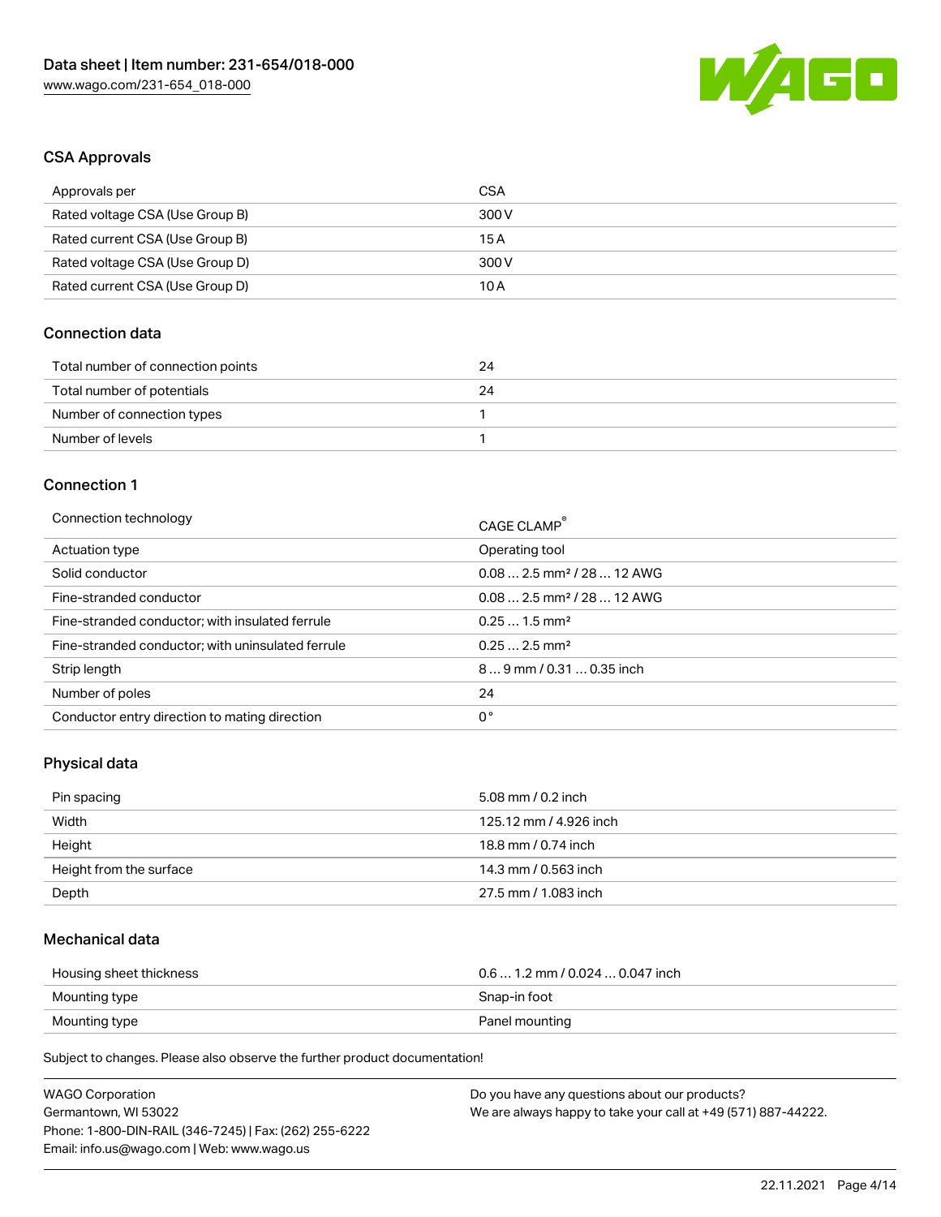## CSA Approvals

| | |
|---|---|
| Approvals per | CSA |
| Rated voltage CSA (Use Group B) | 300 V |
| Rated current CSA (Use Group B) | 15 A |
| Rated voltage CSA (Use Group D) | 300 V |
| Rated current CSA (Use Group D) | 10 A |

## Connection data

| | |
|---|---|
| Total number of connection points | 24 |
| Total number of potentials | 24 |
| Number of connection types | 1 |
| Number of levels | 1 |

## Connection 1

| | |
|---|---|
| Connection technology | CAGE CLAMP® |
| Actuation type | Operating tool |
| Solid conductor | 0.08 … 2.5 mm² / 28 … 12 AWG |
| Fine-stranded conductor | 0.08 … 2.5 mm² / 28 … 12 AWG |
| Fine-stranded conductor; with insulated ferrule | 0.25 … 1.5 mm² |
| Fine-stranded conductor; with uninsulated ferrule | 0.25 … 2.5 mm² |
| Strip length | 8 … 9 mm / 0.31 … 0.35 inch |
| Number of poles | 24 |
| Conductor entry direction to mating direction | 0 ° |

## Physical data

| | |
|---|---|
| Pin spacing | 5.08 mm / 0.2 inch |
| Width | 125.12 mm / 4.926 inch |
| Height | 18.8 mm / 0.74 inch |
| Height from the surface | 14.3 mm / 0.563 inch |
| Depth | 27.5 mm / 1.083 inch |

## Mechanical data

| | |
|---|---|
| Housing sheet thickness | 0.6 … 1.2 mm / 0.024 … 0.047 inch |
| Mounting type | Snap-in foot |
| Mounting type | Panel mounting |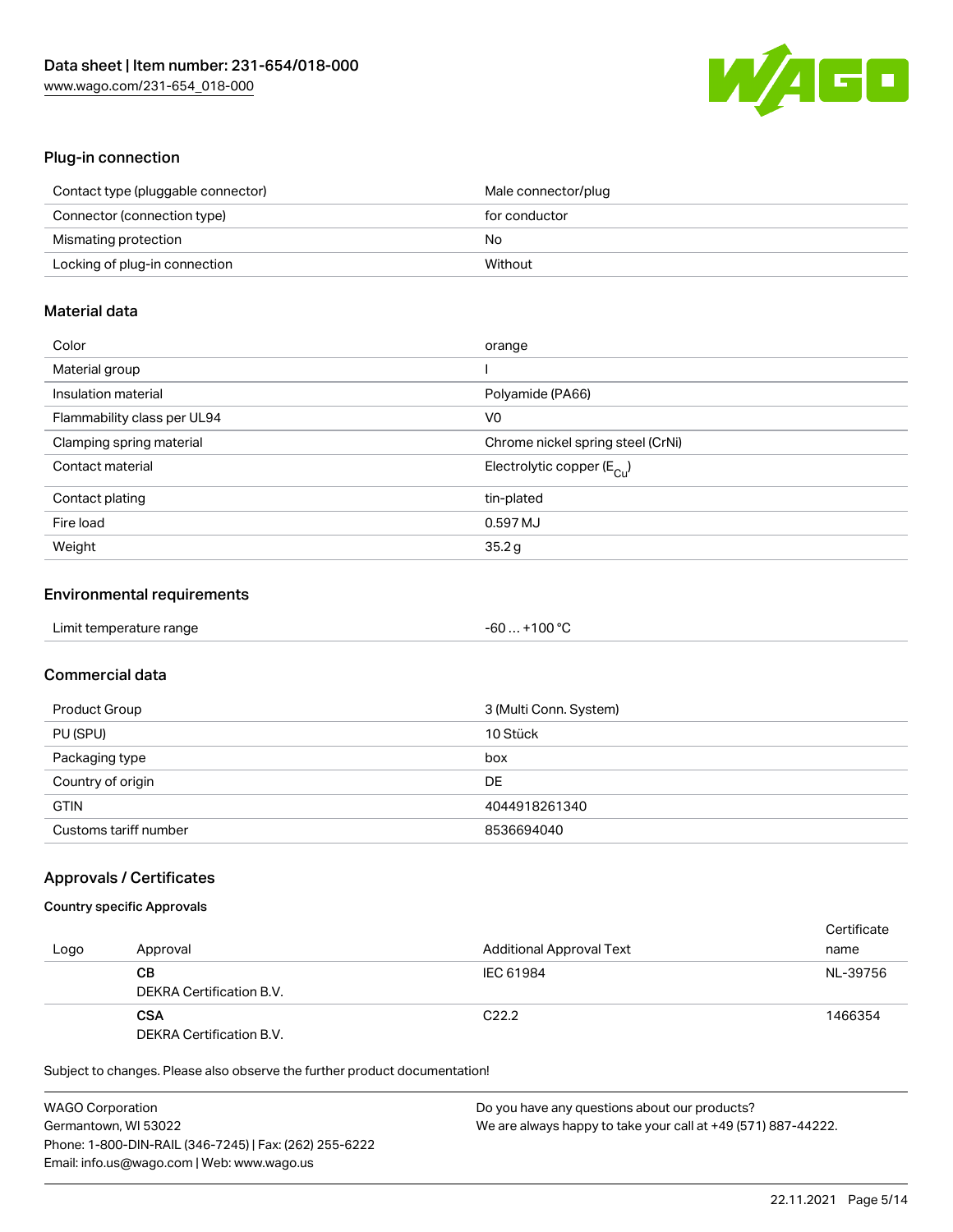## Plug-in connection

| | |
|---|---|
| Contact type (pluggable connector) | Male connector/plug |
| Connector (connection type) | for conductor |
| Mismating protection | No |
| Locking of plug-in connection | Without |

## Material data

| | |
|---|---|
| Color | orange |
| Material group | I |
| Insulation material | Polyamide (PA66) |
| Flammability class per UL94 | V0 |
| Clamping spring material | Chrome nickel spring steel (CrNi) |
| Contact material | Electrolytic copper ($E_{Cu}$) |
| Contact plating | tin-plated |
| Fire load | 0.597 MJ |
| Weight | 35.2 g |

## Environmental requirements

| | |
|---|---|
| Limit temperature range | -60 … +100 °C |

## Commercial data

| | |
|---|---|
| Product Group | 3 (Multi Conn. System) |
| PU (SPU) | 10 Stück |
| Packaging type | box |
| Country of origin | DE |
| GTIN | 4044918261340 |
| Customs tariff number | 8536694040 |

## Approvals / Certificates

### Country specific Approvals

| Logo | Approval | Additional Approval Text | Certificate name |
|---|---|---|---|
| | **CB** DEKRA Certification B.V. | IEC 61984 | NL-39756 |
| | **CSA** DEKRA Certification B.V. | C22.2 | 1466354 |

Subject to changes. Please also observe the further product documentation!

WAGO Corporation
Germantown, WI 53022
Phone: 1-800-DIN-RAIL (346-7245) | Fax: (262) 255-6222
Email: info.us@wago.com | Web: www.wago.us

Do you have any questions about our products?
We are always happy to take your call at +49 (571) 887-44222.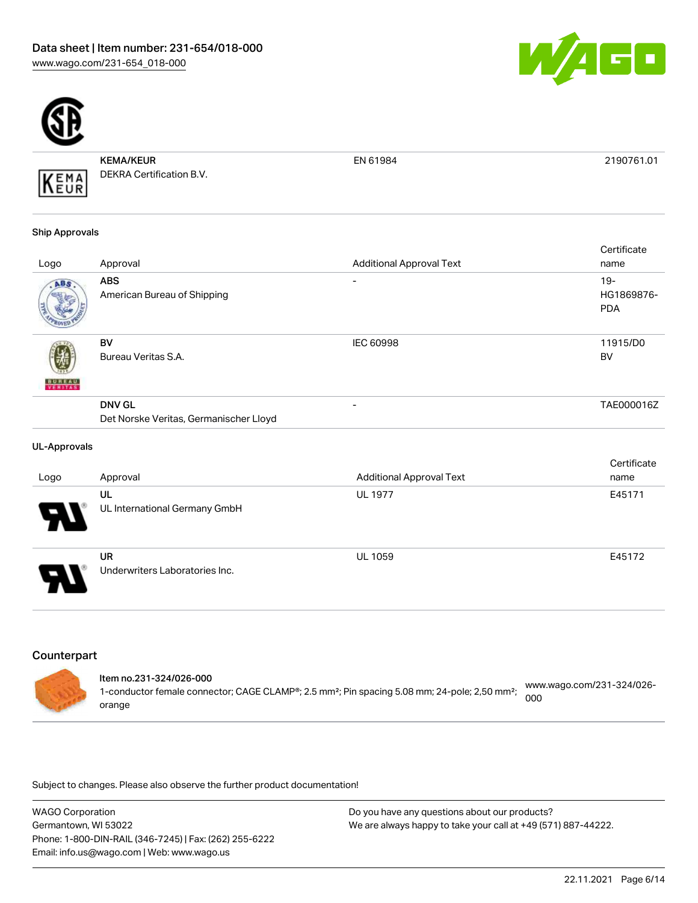| | | | |
|---|---|---|---|
| | **KEMA/KEUR**<br>DEKRA Certification B.V. | EN 61984 | 2190761.01 |

### Ship Approvals

| Logo | Approval | Additional Approval Text | Certificate name |
|---|---|---|---|
| | **ABS**<br>American Bureau of Shipping | - | 19-HG1869876-PDA |
| | **BV**<br>Bureau Veritas S.A. | IEC 60998 | 11915/D0 BV |
| | **DNV GL**<br>Det Norske Veritas, Germanischer Lloyd | - | TAE000016Z |

### UL-Approvals

| Logo | Approval | Additional Approval Text | Certificate name |
|---|---|---|---|
| | **UL**<br>UL International Germany GmbH | UL 1977 | E45171 |
| | **UR**<br>Underwriters Laboratories Inc. | UL 1059 | E45172 |

## Counterpart

| | | |
|---|---|---|
| | **Item no.231-324/026-000**<br>1-conductor female connector; CAGE CLAMP®; 2.5 mm²; Pin spacing 5.08 mm; 24-pole; 2,50 mm²; orange | www.wago.com/231-324/026-000 |

Subject to changes. Please also observe the further product documentation!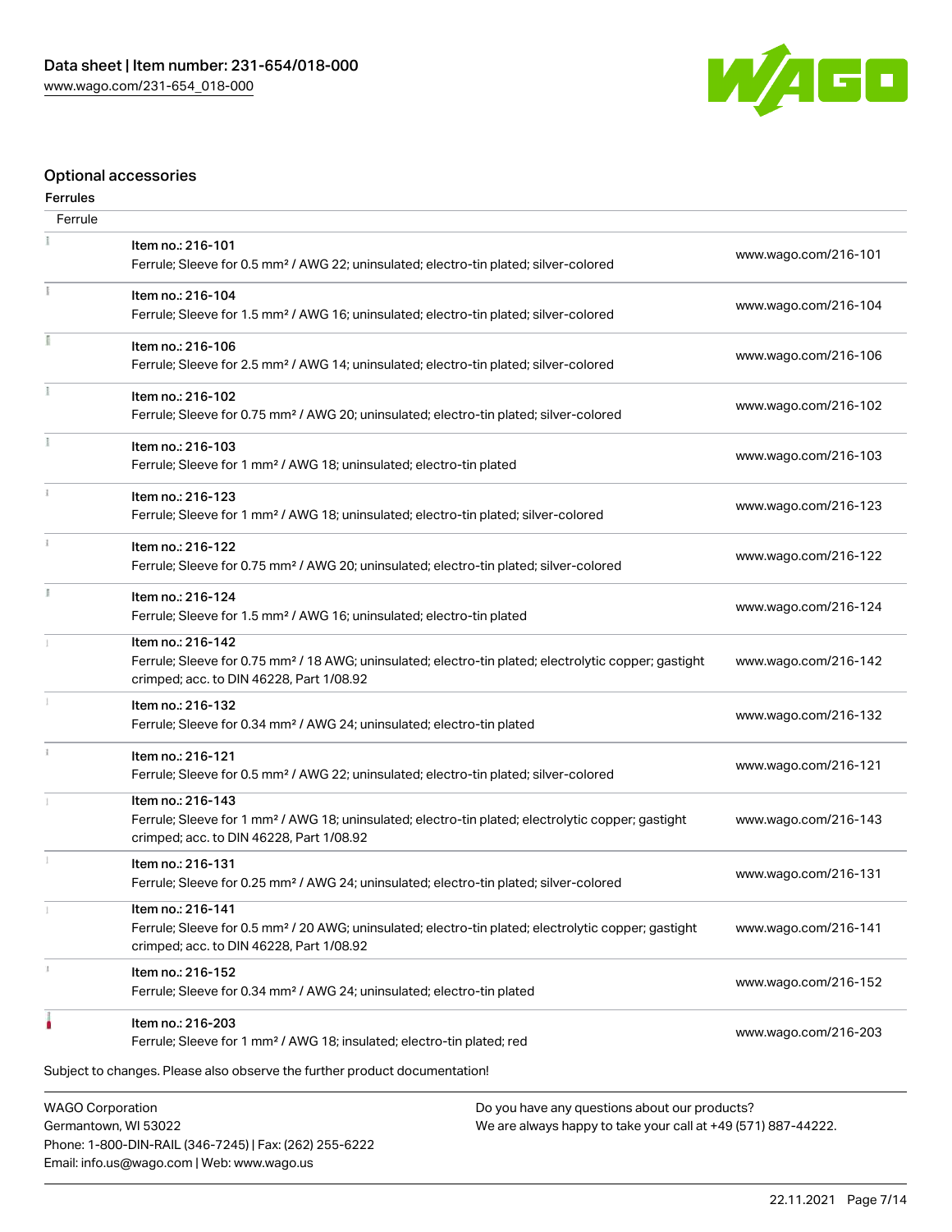## Optional accessories

### Ferrules

| Ferrule | | |
|---|---|---|
| | Item no.: 216-101<br>Ferrule; Sleeve for 0.5 mm² / AWG 22; uninsulated; electro-tin plated; silver-colored | www.wago.com/216-101 |
| | Item no.: 216-104<br>Ferrule; Sleeve for 1.5 mm² / AWG 16; uninsulated; electro-tin plated; silver-colored | www.wago.com/216-104 |
| | Item no.: 216-106<br>Ferrule; Sleeve for 2.5 mm² / AWG 14; uninsulated; electro-tin plated; silver-colored | www.wago.com/216-106 |
| | Item no.: 216-102<br>Ferrule; Sleeve for 0.75 mm² / AWG 20; uninsulated; electro-tin plated; silver-colored | www.wago.com/216-102 |
| | Item no.: 216-103<br>Ferrule; Sleeve for 1 mm² / AWG 18; uninsulated; electro-tin plated | www.wago.com/216-103 |
| | Item no.: 216-123<br>Ferrule; Sleeve for 1 mm² / AWG 18; uninsulated; electro-tin plated; silver-colored | www.wago.com/216-123 |
| | Item no.: 216-122<br>Ferrule; Sleeve for 0.75 mm² / AWG 20; uninsulated; electro-tin plated; silver-colored | www.wago.com/216-122 |
| | Item no.: 216-124<br>Ferrule; Sleeve for 1.5 mm² / AWG 16; uninsulated; electro-tin plated | www.wago.com/216-124 |
| | Item no.: 216-142<br>Ferrule; Sleeve for 0.75 mm² / 18 AWG; uninsulated; electro-tin plated; electrolytic copper; gastight crimped; acc. to DIN 46228, Part 1/08.92 | www.wago.com/216-142 |
| | Item no.: 216-132<br>Ferrule; Sleeve for 0.34 mm² / AWG 24; uninsulated; electro-tin plated | www.wago.com/216-132 |
| | Item no.: 216-121<br>Ferrule; Sleeve for 0.5 mm² / AWG 22; uninsulated; electro-tin plated; silver-colored | www.wago.com/216-121 |
| | Item no.: 216-143<br>Ferrule; Sleeve for 1 mm² / AWG 18; uninsulated; electro-tin plated; electrolytic copper; gastight crimped; acc. to DIN 46228, Part 1/08.92 | www.wago.com/216-143 |
| | Item no.: 216-131<br>Ferrule; Sleeve for 0.25 mm² / AWG 24; uninsulated; electro-tin plated; silver-colored | www.wago.com/216-131 |
| | Item no.: 216-141<br>Ferrule; Sleeve for 0.5 mm² / 20 AWG; uninsulated; electro-tin plated; electrolytic copper; gastight crimped; acc. to DIN 46228, Part 1/08.92 | www.wago.com/216-141 |
| | Item no.: 216-152<br>Ferrule; Sleeve for 0.34 mm² / AWG 24; uninsulated; electro-tin plated | www.wago.com/216-152 |
| | Item no.: 216-203<br>Ferrule; Sleeve for 1 mm² / AWG 18; insulated; electro-tin plated; red | www.wago.com/216-203 |

Subject to changes. Please also observe the further product documentation!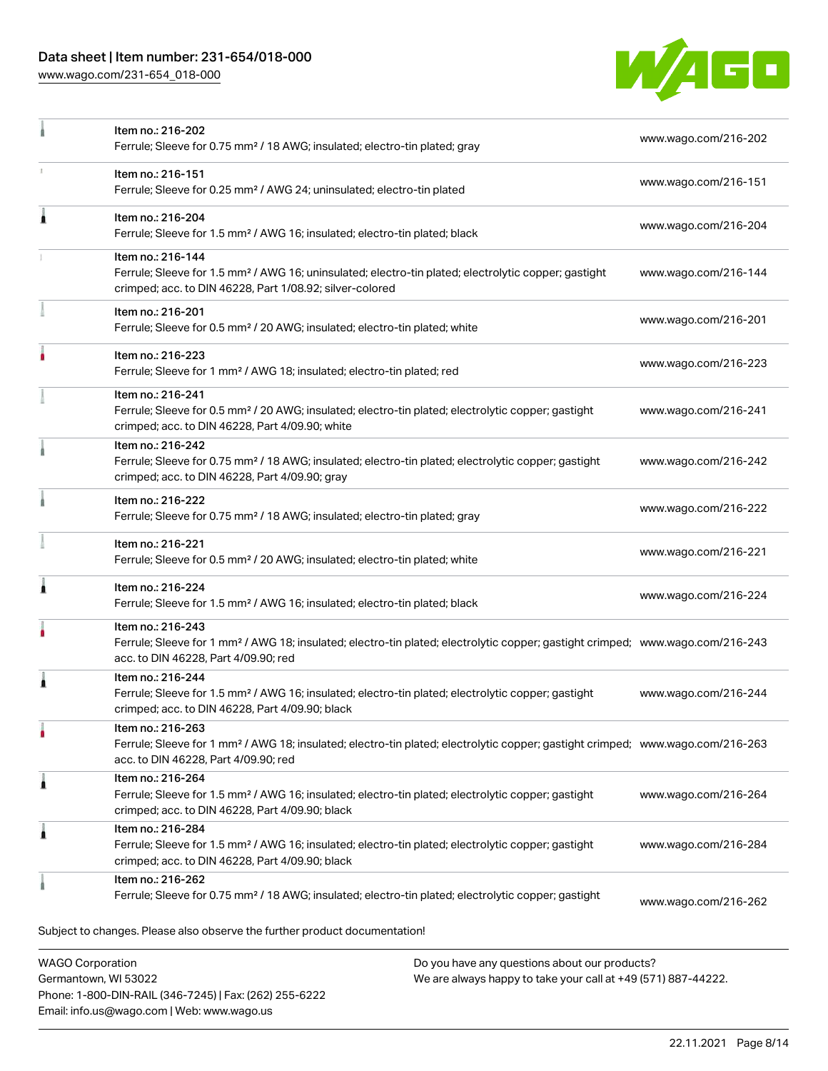| | | |
|---|---|---|
| | Item no.: 216-202<br>Ferrule; Sleeve for 0.75 mm² / 18 AWG; insulated; electro-tin plated; gray | www.wago.com/216-202 |
| | Item no.: 216-151<br>Ferrule; Sleeve for 0.25 mm² / AWG 24; uninsulated; electro-tin plated | www.wago.com/216-151 |
| | Item no.: 216-204<br>Ferrule; Sleeve for 1.5 mm² / AWG 16; insulated; electro-tin plated; black | www.wago.com/216-204 |
| | Item no.: 216-144<br>Ferrule; Sleeve for 1.5 mm² / AWG 16; uninsulated; electro-tin plated; electrolytic copper; gastight crimped; acc. to DIN 46228, Part 1/08.92; silver-colored | www.wago.com/216-144 |
| | Item no.: 216-201<br>Ferrule; Sleeve for 0.5 mm² / 20 AWG; insulated; electro-tin plated; white | www.wago.com/216-201 |
| | Item no.: 216-223<br>Ferrule; Sleeve for 1 mm² / AWG 18; insulated; electro-tin plated; red | www.wago.com/216-223 |
| | Item no.: 216-241<br>Ferrule; Sleeve for 0.5 mm² / 20 AWG; insulated; electro-tin plated; electrolytic copper; gastight crimped; acc. to DIN 46228, Part 4/09.90; white | www.wago.com/216-241 |
| | Item no.: 216-242<br>Ferrule; Sleeve for 0.75 mm² / 18 AWG; insulated; electro-tin plated; electrolytic copper; gastight crimped; acc. to DIN 46228, Part 4/09.90; gray | www.wago.com/216-242 |
| | Item no.: 216-222<br>Ferrule; Sleeve for 0.75 mm² / 18 AWG; insulated; electro-tin plated; gray | www.wago.com/216-222 |
| | Item no.: 216-221<br>Ferrule; Sleeve for 0.5 mm² / 20 AWG; insulated; electro-tin plated; white | www.wago.com/216-221 |
| | Item no.: 216-224<br>Ferrule; Sleeve for 1.5 mm² / AWG 16; insulated; electro-tin plated; black | www.wago.com/216-224 |
| | Item no.: 216-243<br>Ferrule; Sleeve for 1 mm² / AWG 18; insulated; electro-tin plated; electrolytic copper; gastight crimped; acc. to DIN 46228, Part 4/09.90; red | www.wago.com/216-243 |
| | Item no.: 216-244<br>Ferrule; Sleeve for 1.5 mm² / AWG 16; insulated; electro-tin plated; electrolytic copper; gastight crimped; acc. to DIN 46228, Part 4/09.90; black | www.wago.com/216-244 |
| | Item no.: 216-263<br>Ferrule; Sleeve for 1 mm² / AWG 18; insulated; electro-tin plated; electrolytic copper; gastight crimped; acc. to DIN 46228, Part 4/09.90; red | www.wago.com/216-263 |
| | Item no.: 216-264<br>Ferrule; Sleeve for 1.5 mm² / AWG 16; insulated; electro-tin plated; electrolytic copper; gastight crimped; acc. to DIN 46228, Part 4/09.90; black | www.wago.com/216-264 |
| | Item no.: 216-284<br>Ferrule; Sleeve for 1.5 mm² / AWG 16; insulated; electro-tin plated; electrolytic copper; gastight crimped; acc. to DIN 46228, Part 4/09.90; black | www.wago.com/216-284 |
| | Item no.: 216-262<br>Ferrule; Sleeve for 0.75 mm² / 18 AWG; insulated; electro-tin plated; electrolytic copper; gastight | www.wago.com/216-262 |

Subject to changes. Please also observe the further product documentation!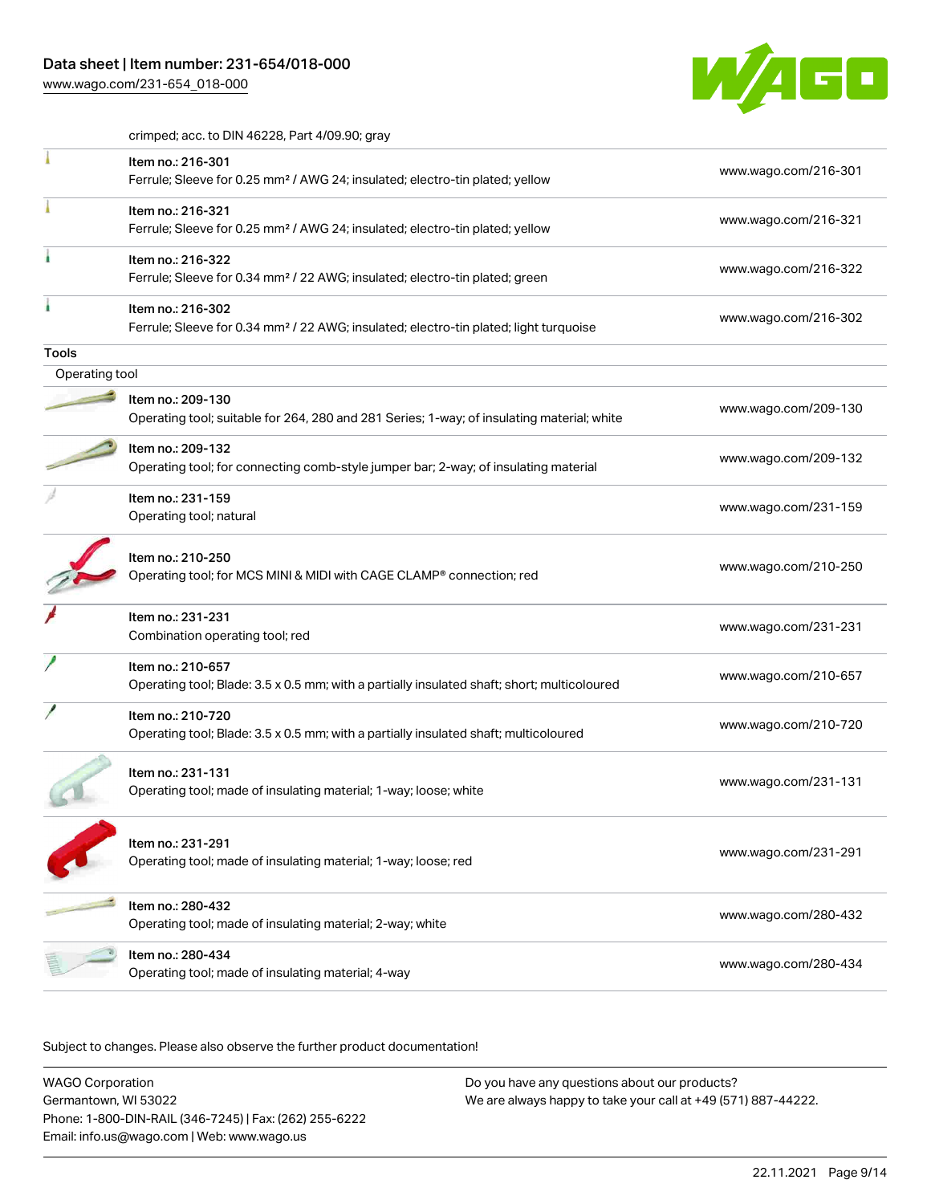crimped; acc. to DIN 46228, Part 4/09.90; gray

| Item | Link |
|---|---|
| Item no.: 216-301<br>Ferrule; Sleeve for 0.25 mm² / AWG 24; insulated; electro-tin plated; yellow | www.wago.com/216-301 |
| Item no.: 216-321<br>Ferrule; Sleeve for 0.25 mm² / AWG 24; insulated; electro-tin plated; yellow | www.wago.com/216-321 |
| Item no.: 216-322<br>Ferrule; Sleeve for 0.34 mm² / 22 AWG; insulated; electro-tin plated; green | www.wago.com/216-322 |
| Item no.: 216-302<br>Ferrule; Sleeve for 0.34 mm² / 22 AWG; insulated; electro-tin plated; light turquoise | www.wago.com/216-302 |

## Tools

### Operating tool

| Item | Link |
|---|---|
| Item no.: 209-130<br>Operating tool; suitable for 264, 280 and 281 Series; 1-way; of insulating material; white | www.wago.com/209-130 |
| Item no.: 209-132<br>Operating tool; for connecting comb-style jumper bar; 2-way; of insulating material | www.wago.com/209-132 |
| Item no.: 231-159<br>Operating tool; natural | www.wago.com/231-159 |
| Item no.: 210-250<br>Operating tool; for MCS MINI & MIDI with CAGE CLAMP® connection; red | www.wago.com/210-250 |
| Item no.: 231-231<br>Combination operating tool; red | www.wago.com/231-231 |
| Item no.: 210-657<br>Operating tool; Blade: 3.5 x 0.5 mm; with a partially insulated shaft; short; multicoloured | www.wago.com/210-657 |
| Item no.: 210-720<br>Operating tool; Blade: 3.5 x 0.5 mm; with a partially insulated shaft; multicoloured | www.wago.com/210-720 |
| Item no.: 231-131<br>Operating tool; made of insulating material; 1-way; loose; white | www.wago.com/231-131 |
| Item no.: 231-291<br>Operating tool; made of insulating material; 1-way; loose; red | www.wago.com/231-291 |
| Item no.: 280-432<br>Operating tool; made of insulating material; 2-way; white | www.wago.com/280-432 |
| Item no.: 280-434<br>Operating tool; made of insulating material; 4-way | www.wago.com/280-434 |

Subject to changes. Please also observe the further product documentation!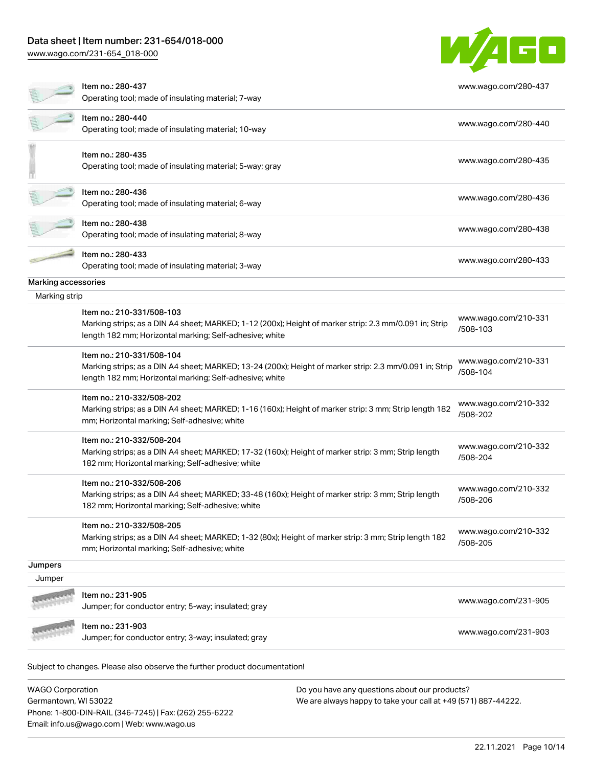| | | |
|---|---|---|
| | Item no.: 280-437<br>Operating tool; made of insulating material; 7-way | www.wago.com/280-437 |
| | Item no.: 280-440<br>Operating tool; made of insulating material; 10-way | www.wago.com/280-440 |
| | Item no.: 280-435<br>Operating tool; made of insulating material; 5-way; gray | www.wago.com/280-435 |
| | Item no.: 280-436<br>Operating tool; made of insulating material; 6-way | www.wago.com/280-436 |
| | Item no.: 280-438<br>Operating tool; made of insulating material; 8-way | www.wago.com/280-438 |
| | Item no.: 280-433<br>Operating tool; made of insulating material; 3-way | www.wago.com/280-433 |

**Marking accessories**

Marking strip

| | | |
|---|---|---|
| | Item no.: 210-331/508-103<br>Marking strips; as a DIN A4 sheet; MARKED; 1-12 (200x); Height of marker strip: 2.3 mm/0.091 in; Strip length 182 mm; Horizontal marking; Self-adhesive; white | www.wago.com/210-331/508-103 |
| | Item no.: 210-331/508-104<br>Marking strips; as a DIN A4 sheet; MARKED; 13-24 (200x); Height of marker strip: 2.3 mm/0.091 in; Strip length 182 mm; Horizontal marking; Self-adhesive; white | www.wago.com/210-331/508-104 |
| | Item no.: 210-332/508-202<br>Marking strips; as a DIN A4 sheet; MARKED; 1-16 (160x); Height of marker strip: 3 mm; Strip length 182 mm; Horizontal marking; Self-adhesive; white | www.wago.com/210-332/508-202 |
| | Item no.: 210-332/508-204<br>Marking strips; as a DIN A4 sheet; MARKED; 17-32 (160x); Height of marker strip: 3 mm; Strip length 182 mm; Horizontal marking; Self-adhesive; white | www.wago.com/210-332/508-204 |
| | Item no.: 210-332/508-206<br>Marking strips; as a DIN A4 sheet; MARKED; 33-48 (160x); Height of marker strip: 3 mm; Strip length 182 mm; Horizontal marking; Self-adhesive; white | www.wago.com/210-332/508-206 |
| | Item no.: 210-332/508-205<br>Marking strips; as a DIN A4 sheet; MARKED; 1-32 (80x); Height of marker strip: 3 mm; Strip length 182 mm; Horizontal marking; Self-adhesive; white | www.wago.com/210-332/508-205 |

**Jumpers**

Jumper

| | | |
|---|---|---|
| | Item no.: 231-905<br>Jumper; for conductor entry; 5-way; insulated; gray | www.wago.com/231-905 |
| | Item no.: 231-903<br>Jumper; for conductor entry; 3-way; insulated; gray | www.wago.com/231-903 |

Subject to changes. Please also observe the further product documentation!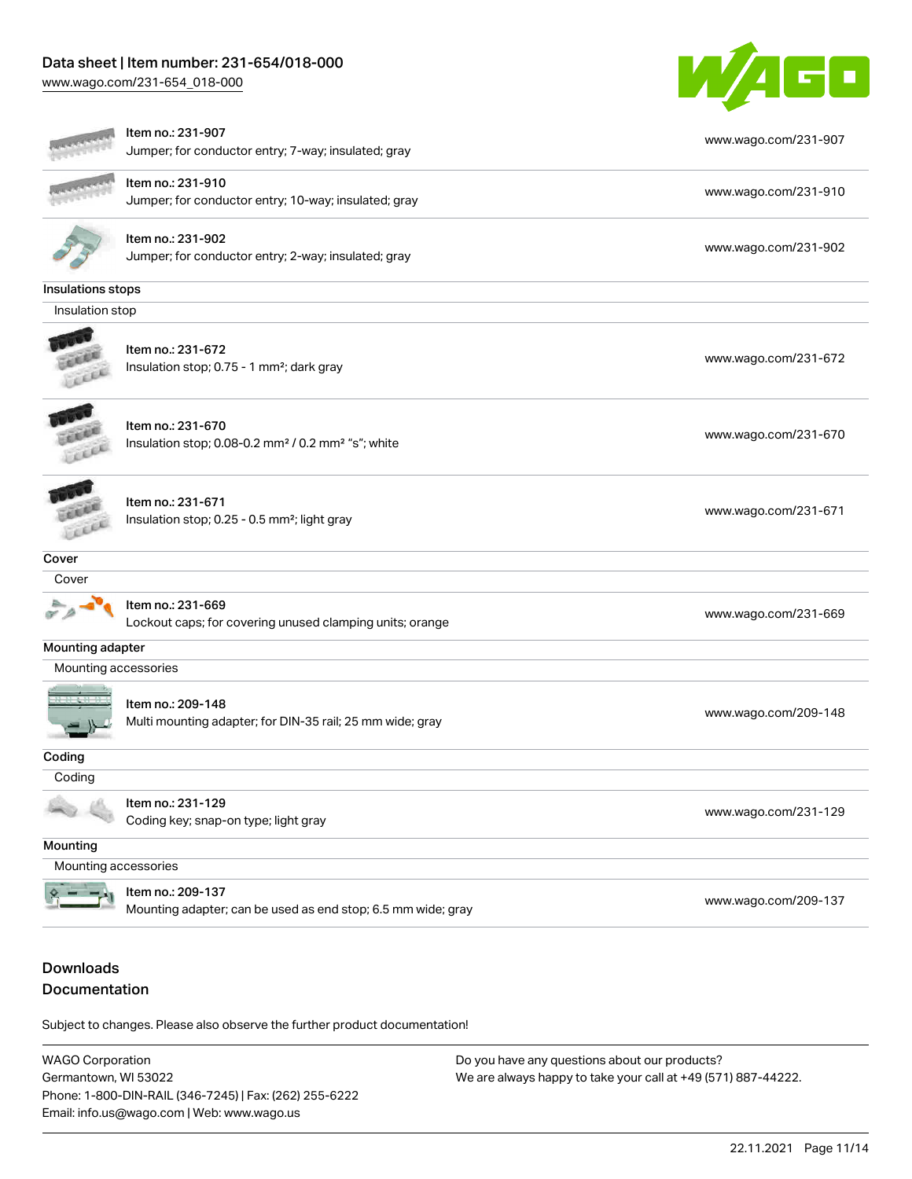| | | |
|---|---|---|
| Item no.: 231-907 | Jumper; for conductor entry; 7-way; insulated; gray | www.wago.com/231-907 |
| Item no.: 231-910 | Jumper; for conductor entry; 10-way; insulated; gray | www.wago.com/231-910 |
| Item no.: 231-902 | Jumper; for conductor entry; 2-way; insulated; gray | www.wago.com/231-902 |

### Insulations stops

Insulation stop

| | | |
|---|---|---|
| Item no.: 231-672 | Insulation stop; 0.75 - 1 mm²; dark gray | www.wago.com/231-672 |
| Item no.: 231-670 | Insulation stop; 0.08-0.2 mm² / 0.2 mm² "s"; white | www.wago.com/231-670 |
| Item no.: 231-671 | Insulation stop; 0.25 - 0.5 mm²; light gray | www.wago.com/231-671 |

### Cover

Cover

| | | |
|---|---|---|
| Item no.: 231-669 | Lockout caps; for covering unused clamping units; orange | www.wago.com/231-669 |

### Mounting adapter

Mounting accessories

| | | |
|---|---|---|
| Item no.: 209-148 | Multi mounting adapter; for DIN-35 rail; 25 mm wide; gray | www.wago.com/209-148 |

### Coding

Coding

| | | |
|---|---|---|
| Item no.: 231-129 | Coding key; snap-on type; light gray | www.wago.com/231-129 |

### Mounting

Mounting accessories

| | | |
|---|---|---|
| Item no.: 209-137 | Mounting adapter; can be used as end stop; 6.5 mm wide; gray | www.wago.com/209-137 |

## Downloads

## Documentation

Subject to changes. Please also observe the further product documentation!

WAGO Corporation
Germantown, WI 53022
Phone: 1-800-DIN-RAIL (346-7245) | Fax: (262) 255-6222
Email: info.us@wago.com | Web: www.wago.us

Do you have any questions about our products?
We are always happy to take your call at +49 (571) 887-44222.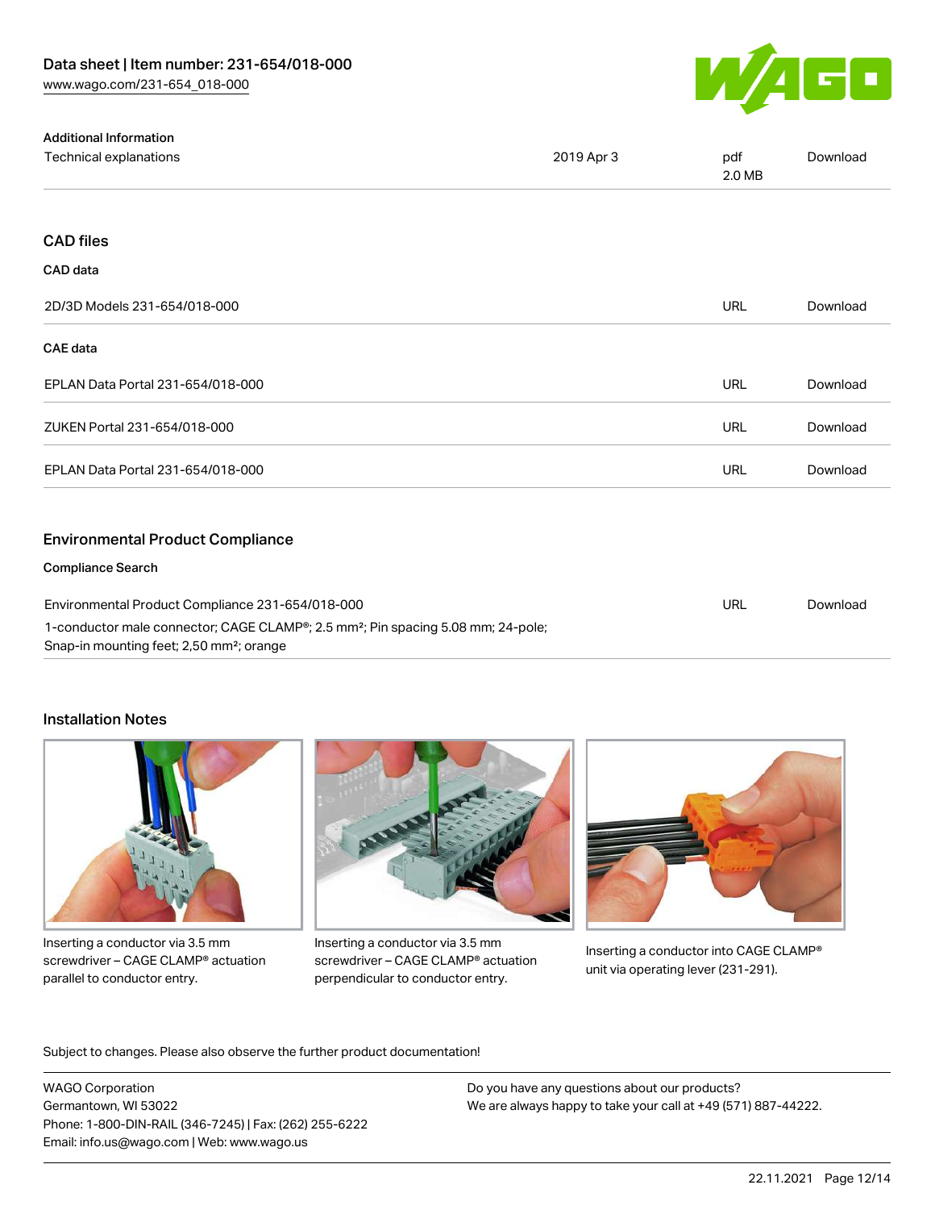### Additional Information

| | | | |
|---|---|---|---|
| Technical explanations | 2019 Apr 3 | pdf 2.0 MB | Download |

## CAD files

### CAD data

| | | |
|---|---|---|
| 2D/3D Models 231-654/018-000 | URL | Download |

### CAE data

| | | |
|---|---|---|
| EPLAN Data Portal 231-654/018-000 | URL | Download |
| ZUKEN Portal 231-654/018-000 | URL | Download |
| EPLAN Data Portal 231-654/018-000 | URL | Download |

## Environmental Product Compliance

### Compliance Search

| | | |
|---|---|---|
| Environmental Product Compliance 231-654/018-000<br>1-conductor male connector; CAGE CLAMP®; 2.5 mm²; Pin spacing 5.08 mm; 24-pole; Snap-in mounting feet; 2,50 mm²; orange | URL | Download |

## Installation Notes

Inserting a conductor via 3.5 mm screwdriver – CAGE CLAMP® actuation parallel to conductor entry.

Inserting a conductor via 3.5 mm screwdriver – CAGE CLAMP® actuation perpendicular to conductor entry.

Inserting a conductor into CAGE CLAMP® unit via operating lever (231-291).

Subject to changes. Please also observe the further product documentation!

WAGO Corporation
Germantown, WI 53022
Phone: 1-800-DIN-RAIL (346-7245) | Fax: (262) 255-6222
Email: info.us@wago.com | Web: www.wago.us

Do you have any questions about our products?
We are always happy to take your call at +49 (571) 887-44222.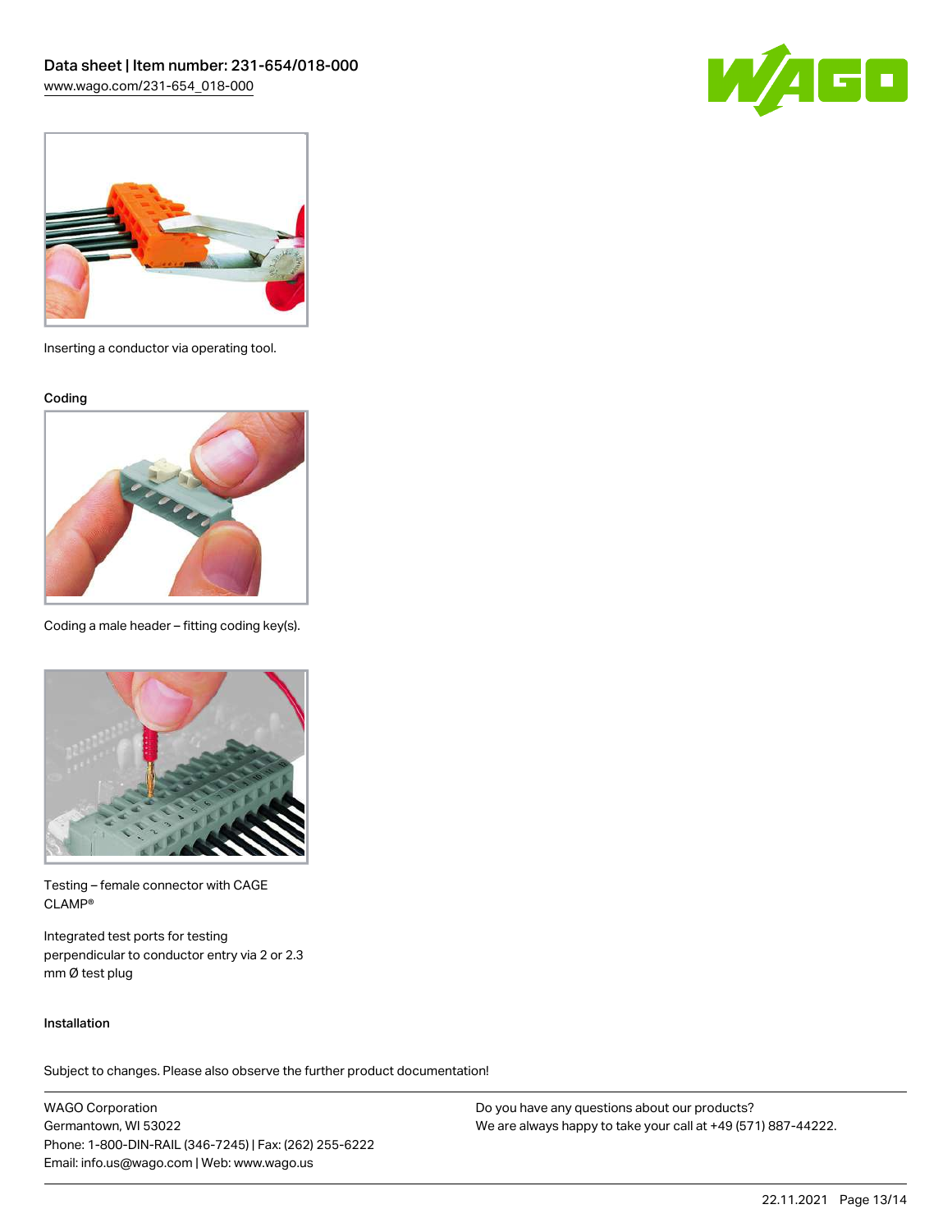Inserting a conductor via operating tool.

### Coding

Coding a male header – fitting coding key(s).

Testing – female connector with CAGE CLAMP®

Integrated test ports for testing perpendicular to conductor entry via 2 or 2.3 mm Ø test plug

### Installation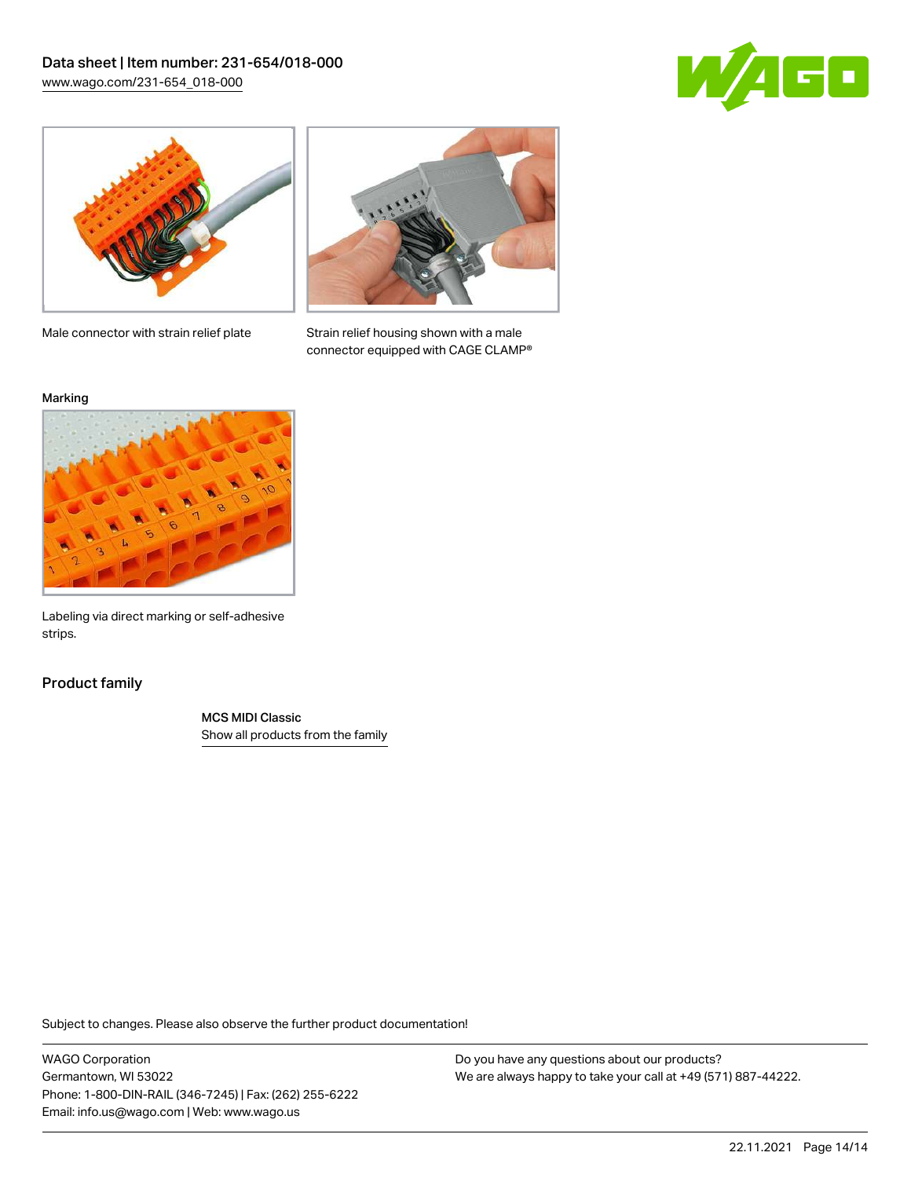Male connector with strain relief plate

Strain relief housing shown with a male connector equipped with CAGE CLAMP®

Marking

Labeling via direct marking or self-adhesive strips.

## Product family

MCS MIDI Classic
Show all products from the family

Subject to changes. Please also observe the further product documentation!

WAGO Corporation
Germantown, WI 53022
Phone: 1-800-DIN-RAIL (346-7245) | Fax: (262) 255-6222
Email: info.us@wago.com | Web: www.wago.us

Do you have any questions about our products?
We are always happy to take your call at +49 (571) 887-44222.